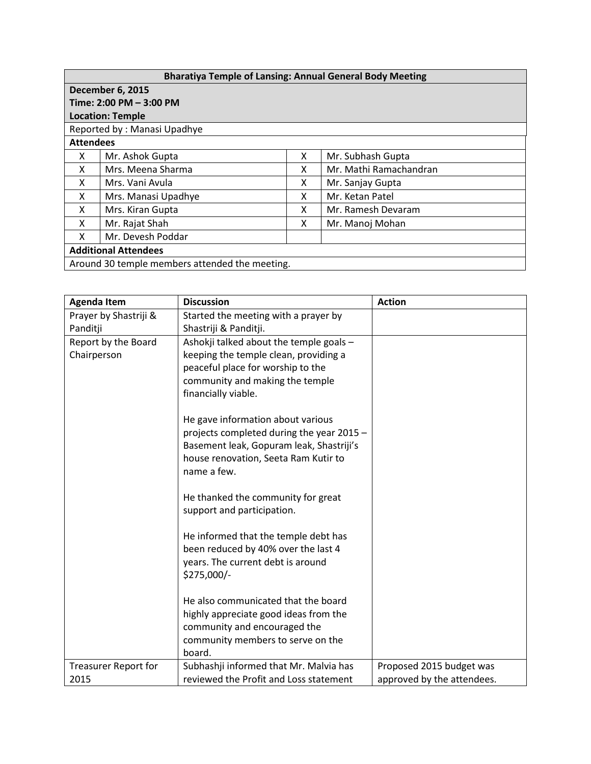| Bharatiya Temple of Lansing: Annual General Body Meeting | | | |
|---|---|---|---|
| **December 6, 2015**<br>**Time: 2:00 PM – 3:00 PM**<br>**Location: Temple** | | | |
| Reported by : Manasi Upadhye | | | |
| **Attendees** | | | |
| X | Mr. Ashok Gupta | X | Mr. Subhash Gupta |
| X | Mrs. Meena Sharma | X | Mr. Mathi Ramachandran |
| X | Mrs. Vani Avula | X | Mr. Sanjay Gupta |
| X | Mrs. Manasi Upadhye | X | Mr. Ketan Patel |
| X | Mrs. Kiran Gupta | X | Mr. Ramesh Devaram |
| X | Mr. Rajat Shah | X | Mr. Manoj Mohan |
| X | Mr. Devesh Poddar | | |
| **Additional Attendees** | | | |
| Around 30 temple members attended the meeting. | | | |

| Agenda Item | Discussion | Action |
|---|---|---|
| Prayer by Shastriji & Panditji | Started the meeting with a prayer by Shastriji & Panditji. | |
| Report by the Board Chairperson | Ashokji talked about the temple goals – keeping the temple clean, providing a peaceful place for worship to the community and making the temple financially viable.<br><br>He gave information about various projects completed during the year 2015 – Basement leak, Gopuram leak, Shastriji's house renovation, Seeta Ram Kutir to name a few.<br><br>He thanked the community for great support and participation.<br><br>He informed that the temple debt has been reduced by 40% over the last 4 years. The current debt is around $275,000/-<br><br>He also communicated that the board highly appreciate good ideas from the community and encouraged the community members to serve on the board. | |
| Treasurer Report for 2015 | Subhashji informed that Mr. Malvia has reviewed the Profit and Loss statement | Proposed 2015 budget was approved by the attendees. |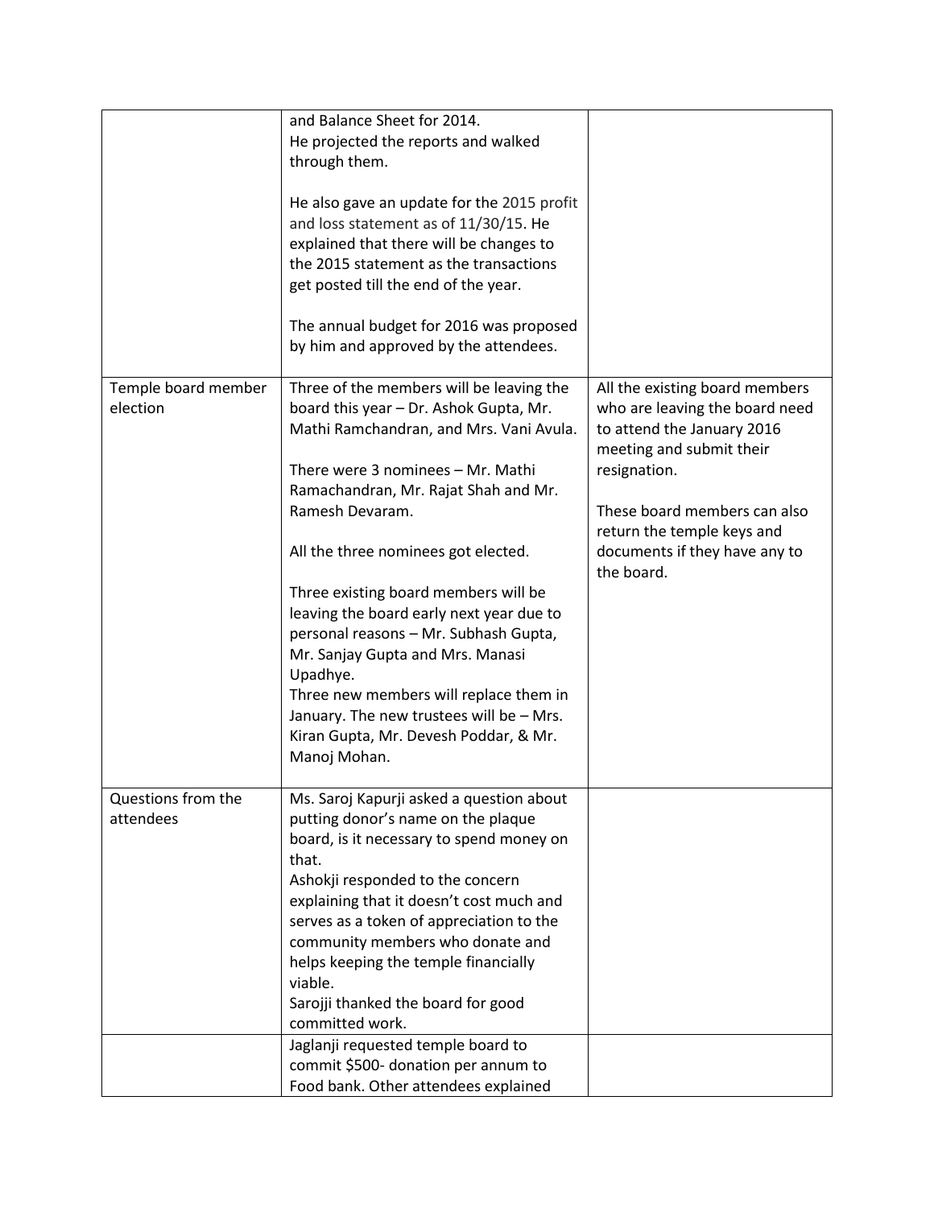| | | |
|---|---|---|
| | and Balance Sheet for 2014.<br>He projected the reports and walked through them.<br><br>He also gave an update for the 2015 profit and loss statement as of 11/30/15. He explained that there will be changes to the 2015 statement as the transactions get posted till the end of the year.<br><br>The annual budget for 2016 was proposed by him and approved by the attendees. | |
| Temple board member election | Three of the members will be leaving the board this year – Dr. Ashok Gupta, Mr. Mathi Ramchandran, and Mrs. Vani Avula.<br><br>There were 3 nominees – Mr. Mathi Ramachandran, Mr. Rajat Shah and Mr. Ramesh Devaram.<br><br>All the three nominees got elected.<br><br>Three existing board members will be leaving the board early next year due to personal reasons – Mr. Subhash Gupta, Mr. Sanjay Gupta and Mrs. Manasi Upadhye.<br>Three new members will replace them in January. The new trustees will be – Mrs. Kiran Gupta, Mr. Devesh Poddar, & Mr. Manoj Mohan. | All the existing board members who are leaving the board need to attend the January 2016 meeting and submit their resignation.<br><br>These board members can also return the temple keys and documents if they have any to the board. |
| Questions from the attendees | Ms. Saroj Kapurji asked a question about putting donor's name on the plaque board, is it necessary to spend money on that.<br>Ashokji responded to the concern explaining that it doesn't cost much and serves as a token of appreciation to the community members who donate and helps keeping the temple financially viable.<br>Sarojji thanked the board for good committed work. | |
| | Jaglanji requested temple board to commit $500- donation per annum to Food bank. Other attendees explained | |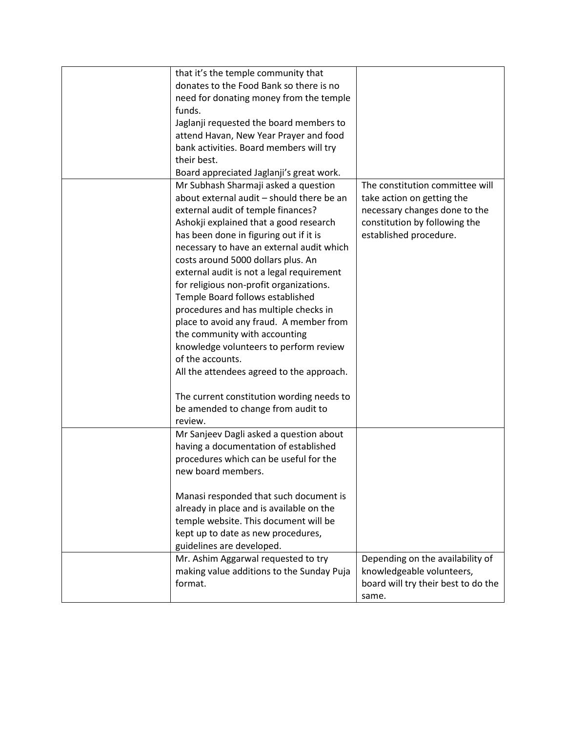| | | |
|---|---|---|
| | that it's the temple community that donates to the Food Bank so there is no need for donating money from the temple funds.<br>Jaglanji requested the board members to attend Havan, New Year Prayer and food bank activities. Board members will try their best.<br>Board appreciated Jaglanji's great work. | |
| | Mr Subhash Sharmaji asked a question about external audit – should there be an external audit of temple finances?<br>Ashokji explained that a good research has been done in figuring out if it is necessary to have an external audit which costs around 5000 dollars plus. An external audit is not a legal requirement for religious non-profit organizations. Temple Board follows established procedures and has multiple checks in place to avoid any fraud. A member from the community with accounting knowledge volunteers to perform review of the accounts.<br>All the attendees agreed to the approach.<br><br>The current constitution wording needs to be amended to change from audit to review. | The constitution committee will take action on getting the necessary changes done to the constitution by following the established procedure. |
| | Mr Sanjeev Dagli asked a question about having a documentation of established procedures which can be useful for the new board members.<br><br>Manasi responded that such document is already in place and is available on the temple website. This document will be kept up to date as new procedures, guidelines are developed. | |
| | Mr. Ashim Aggarwal requested to try making value additions to the Sunday Puja format. | Depending on the availability of knowledgeable volunteers, board will try their best to do the same. |